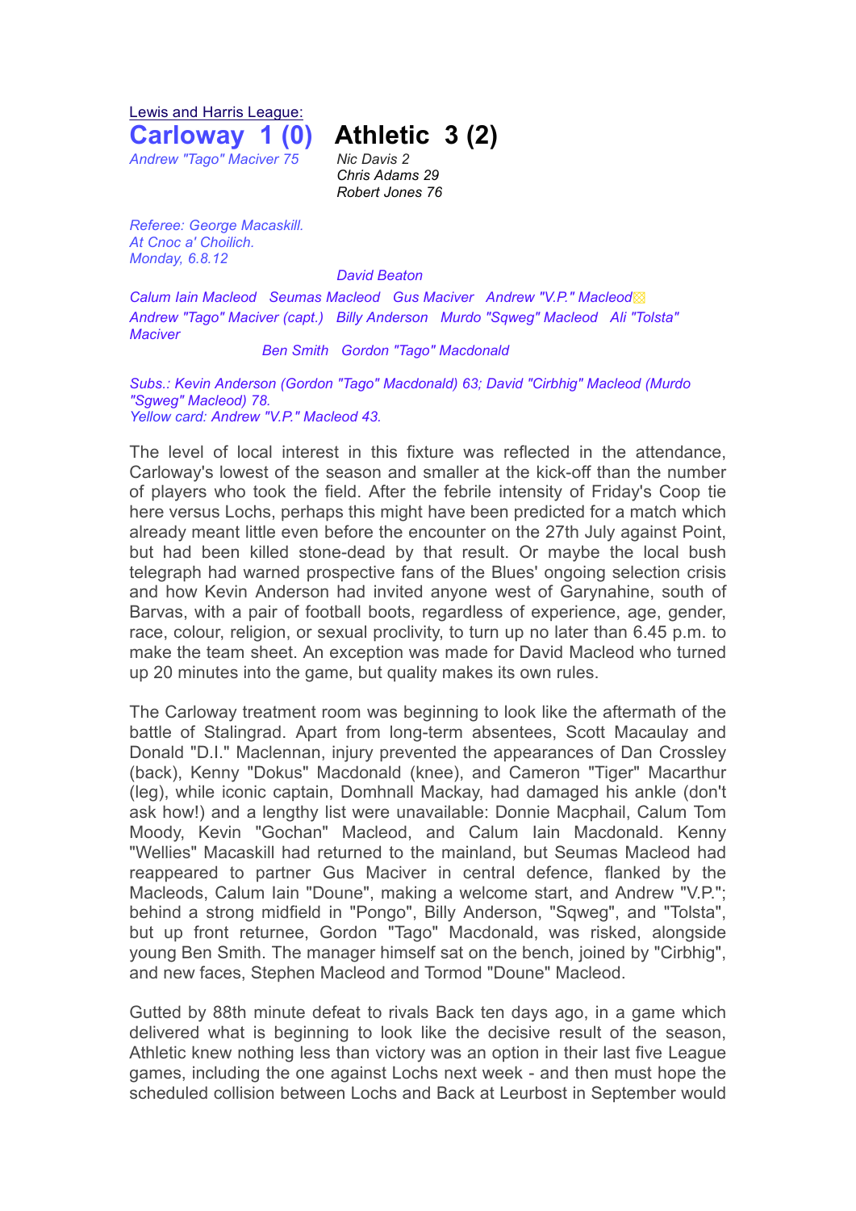Lewis and Harris League:

# Carloway 1 (0) Athletic 3 (2)

*Andrew "Tago" Maciver 75*

*Nic Davis 2*
*Chris Adams 29*
*Robert Jones 76*

*Referee: George Macaskill.*
*At Cnoc a' Choilich.*
*Monday, 6.8.12*

David Beaton

Calum Iain Macleod Seumas Macleod Gus Maciver Andrew "V.P." Macleod
Andrew "Tago" Maciver (capt.) Billy Anderson Murdo "Sqweg" Macleod Ali "Tolsta" Maciver
Ben Smith Gordon "Tago" Macdonald

Subs.: Kevin Anderson (Gordon "Tago" Macdonald) 63; David "Cirbhig" Macleod (Murdo "Sqweg" Macleod) 78.
Yellow card: Andrew "V.P." Macleod 43.

The level of local interest in this fixture was reflected in the attendance, Carloway's lowest of the season and smaller at the kick-off than the number of players who took the field. After the febrile intensity of Friday's Coop tie here versus Lochs, perhaps this might have been predicted for a match which already meant little even before the encounter on the 27th July against Point, but had been killed stone-dead by that result. Or maybe the local bush telegraph had warned prospective fans of the Blues' ongoing selection crisis and how Kevin Anderson had invited anyone west of Garynahine, south of Barvas, with a pair of football boots, regardless of experience, age, gender, race, colour, religion, or sexual proclivity, to turn up no later than 6.45 p.m. to make the team sheet. An exception was made for David Macleod who turned up 20 minutes into the game, but quality makes its own rules.

The Carloway treatment room was beginning to look like the aftermath of the battle of Stalingrad. Apart from long-term absentees, Scott Macaulay and Donald "D.I." Maclennan, injury prevented the appearances of Dan Crossley (back), Kenny "Dokus" Macdonald (knee), and Cameron "Tiger" Macarthur (leg), while iconic captain, Domhnall Mackay, had damaged his ankle (don't ask how!) and a lengthy list were unavailable: Donnie Macphail, Calum Tom Moody, Kevin "Gochan" Macleod, and Calum Iain Macdonald. Kenny "Wellies" Macaskill had returned to the mainland, but Seumas Macleod had reappeared to partner Gus Maciver in central defence, flanked by the Macleods, Calum Iain "Doune", making a welcome start, and Andrew "V.P."; behind a strong midfield in "Pongo", Billy Anderson, "Sqweg", and "Tolsta", but up front returnee, Gordon "Tago" Macdonald, was risked, alongside young Ben Smith. The manager himself sat on the bench, joined by "Cirbhig", and new faces, Stephen Macleod and Tormod "Doune" Macleod.

Gutted by 88th minute defeat to rivals Back ten days ago, in a game which delivered what is beginning to look like the decisive result of the season, Athletic knew nothing less than victory was an option in their last five League games, including the one against Lochs next week - and then must hope the scheduled collision between Lochs and Back at Leurbost in September would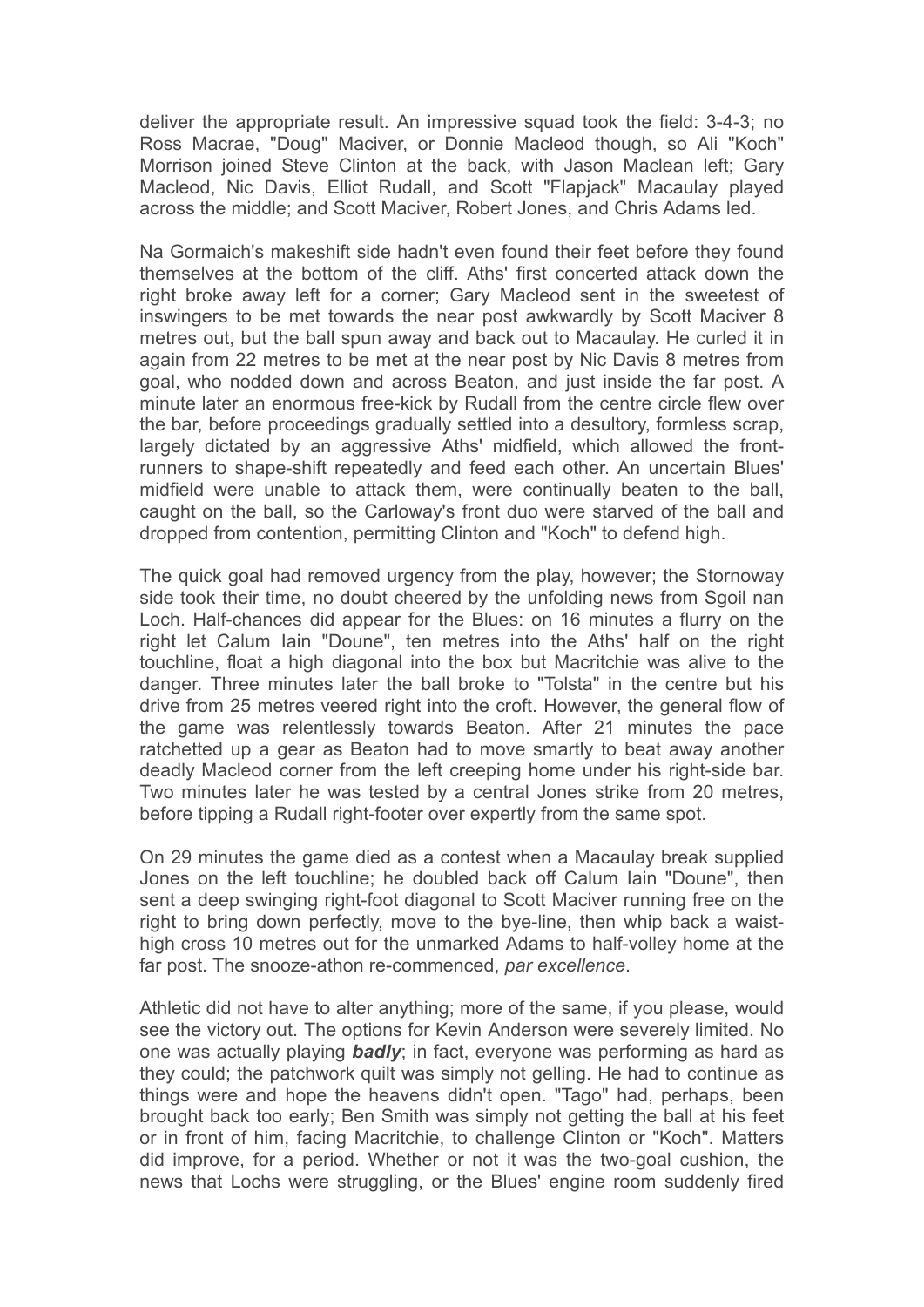deliver the appropriate result. An impressive squad took the field: 3-4-3; no Ross Macrae, "Doug" Maciver, or Donnie Macleod though, so Ali "Koch" Morrison joined Steve Clinton at the back, with Jason Maclean left; Gary Macleod, Nic Davis, Elliot Rudall, and Scott "Flapjack" Macaulay played across the middle; and Scott Maciver, Robert Jones, and Chris Adams led.

Na Gormaich's makeshift side hadn't even found their feet before they found themselves at the bottom of the cliff. Aths' first concerted attack down the right broke away left for a corner; Gary Macleod sent in the sweetest of inswingers to be met towards the near post awkwardly by Scott Maciver 8 metres out, but the ball spun away and back out to Macaulay. He curled it in again from 22 metres to be met at the near post by Nic Davis 8 metres from goal, who nodded down and across Beaton, and just inside the far post. A minute later an enormous free-kick by Rudall from the centre circle flew over the bar, before proceedings gradually settled into a desultory, formless scrap, largely dictated by an aggressive Aths' midfield, which allowed the front-runners to shape-shift repeatedly and feed each other. An uncertain Blues' midfield were unable to attack them, were continually beaten to the ball, caught on the ball, so the Carloway's front duo were starved of the ball and dropped from contention, permitting Clinton and "Koch" to defend high.

The quick goal had removed urgency from the play, however; the Stornoway side took their time, no doubt cheered by the unfolding news from Sgoil nan Loch. Half-chances did appear for the Blues: on 16 minutes a flurry on the right let Calum Iain "Doune", ten metres into the Aths' half on the right touchline, float a high diagonal into the box but Macritchie was alive to the danger. Three minutes later the ball broke to "Tolsta" in the centre but his drive from 25 metres veered right into the croft. However, the general flow of the game was relentlessly towards Beaton. After 21 minutes the pace ratchetted up a gear as Beaton had to move smartly to beat away another deadly Macleod corner from the left creeping home under his right-side bar. Two minutes later he was tested by a central Jones strike from 20 metres, before tipping a Rudall right-footer over expertly from the same spot.

On 29 minutes the game died as a contest when a Macaulay break supplied Jones on the left touchline; he doubled back off Calum Iain "Doune", then sent a deep swinging right-foot diagonal to Scott Maciver running free on the right to bring down perfectly, move to the bye-line, then whip back a waist-high cross 10 metres out for the unmarked Adams to half-volley home at the far post. The snooze-athon re-commenced, *par excellence*.

Athletic did not have to alter anything; more of the same, if you please, would see the victory out. The options for Kevin Anderson were severely limited. No one was actually playing ***badly***; in fact, everyone was performing as hard as they could; the patchwork quilt was simply not gelling. He had to continue as things were and hope the heavens didn't open. "Tago" had, perhaps, been brought back too early; Ben Smith was simply not getting the ball at his feet or in front of him, facing Macritchie, to challenge Clinton or "Koch". Matters did improve, for a period. Whether or not it was the two-goal cushion, the news that Lochs were struggling, or the Blues' engine room suddenly fired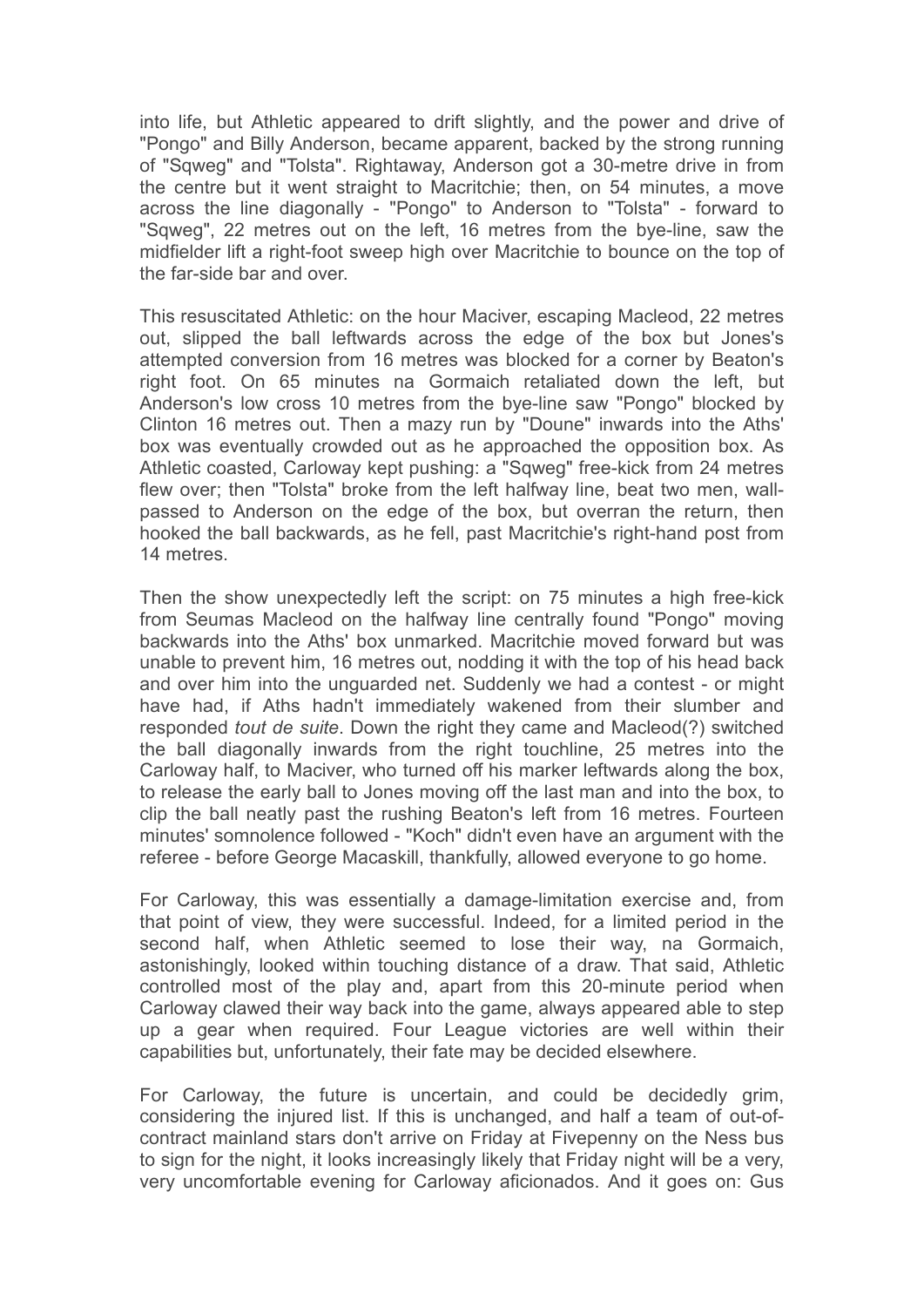into life, but Athletic appeared to drift slightly, and the power and drive of "Pongo" and Billy Anderson, became apparent, backed by the strong running of "Sqweg" and "Tolsta". Rightaway, Anderson got a 30-metre drive in from the centre but it went straight to Macritchie; then, on 54 minutes, a move across the line diagonally - "Pongo" to Anderson to "Tolsta" - forward to "Sqweg", 22 metres out on the left, 16 metres from the bye-line, saw the midfielder lift a right-foot sweep high over Macritchie to bounce on the top of the far-side bar and over.

This resuscitated Athletic: on the hour Maciver, escaping Macleod, 22 metres out, slipped the ball leftwards across the edge of the box but Jones's attempted conversion from 16 metres was blocked for a corner by Beaton's right foot. On 65 minutes na Gormaich retaliated down the left, but Anderson's low cross 10 metres from the bye-line saw "Pongo" blocked by Clinton 16 metres out. Then a mazy run by "Doune" inwards into the Aths' box was eventually crowded out as he approached the opposition box. As Athletic coasted, Carloway kept pushing: a "Sqweg" free-kick from 24 metres flew over; then "Tolsta" broke from the left halfway line, beat two men, wall-passed to Anderson on the edge of the box, but overran the return, then hooked the ball backwards, as he fell, past Macritchie's right-hand post from 14 metres.

Then the show unexpectedly left the script: on 75 minutes a high free-kick from Seumas Macleod on the halfway line centrally found "Pongo" moving backwards into the Aths' box unmarked. Macritchie moved forward but was unable to prevent him, 16 metres out, nodding it with the top of his head back and over him into the unguarded net. Suddenly we had a contest - or might have had, if Aths hadn't immediately wakened from their slumber and responded *tout de suite*. Down the right they came and Macleod(?) switched the ball diagonally inwards from the right touchline, 25 metres into the Carloway half, to Maciver, who turned off his marker leftwards along the box, to release the early ball to Jones moving off the last man and into the box, to clip the ball neatly past the rushing Beaton's left from 16 metres. Fourteen minutes' somnolence followed - "Koch" didn't even have an argument with the referee - before George Macaskill, thankfully, allowed everyone to go home.

For Carloway, this was essentially a damage-limitation exercise and, from that point of view, they were successful. Indeed, for a limited period in the second half, when Athletic seemed to lose their way, na Gormaich, astonishingly, looked within touching distance of a draw. That said, Athletic controlled most of the play and, apart from this 20-minute period when Carloway clawed their way back into the game, always appeared able to step up a gear when required. Four League victories are well within their capabilities but, unfortunately, their fate may be decided elsewhere.

For Carloway, the future is uncertain, and could be decidedly grim, considering the injured list. If this is unchanged, and half a team of out-of-contract mainland stars don't arrive on Friday at Fivepenny on the Ness bus to sign for the night, it looks increasingly likely that Friday night will be a very, very uncomfortable evening for Carloway aficionados. And it goes on: Gus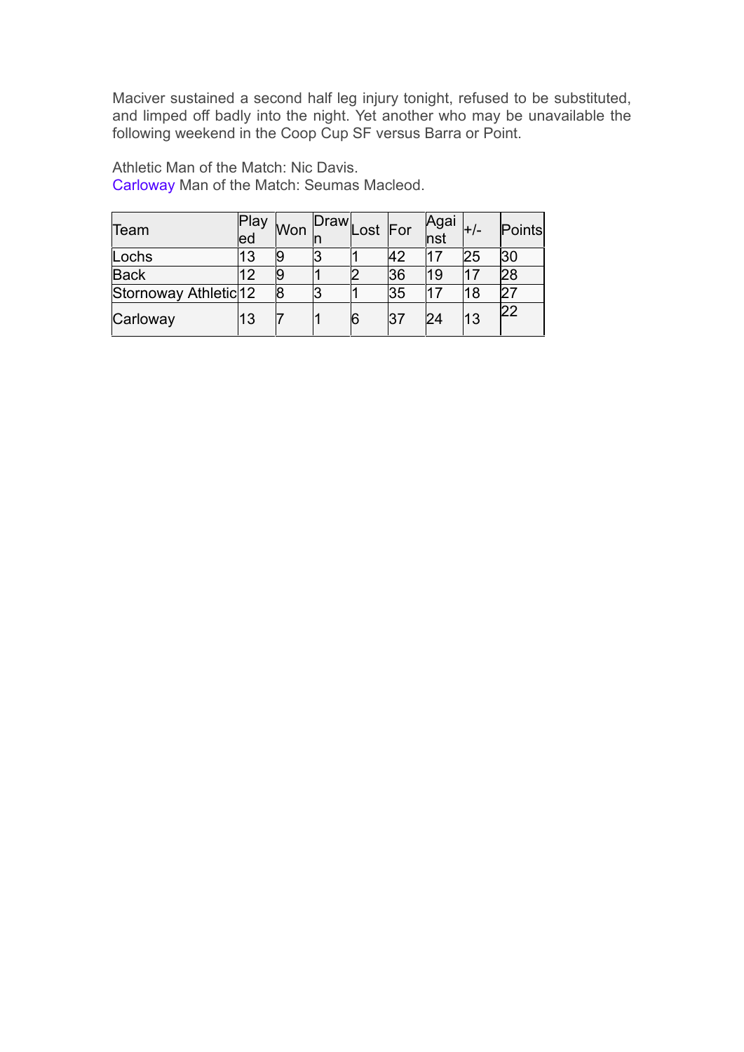Maciver sustained a second half leg injury tonight, refused to be substituted, and limped off badly into the night. Yet another who may be unavailable the following weekend in the Coop Cup SF versus Barra or Point.

Athletic Man of the Match: Nic Davis.
Carloway Man of the Match: Seumas Macleod.

| Team | Played | Won | Drawn | Lost | For | Against | +/- | Points |
|---|---|---|---|---|---|---|---|---|
| Lochs | 13 | 9 | 3 | 1 | 42 | 17 | 25 | 30 |
| Back | 12 | 9 | 1 | 2 | 36 | 19 | 17 | 28 |
| Stornoway Athletic | 12 | 8 | 3 | 1 | 35 | 17 | 18 | 27 |
| Carloway | 13 | 7 | 1 | 6 | 37 | 24 | 13 | 22 |